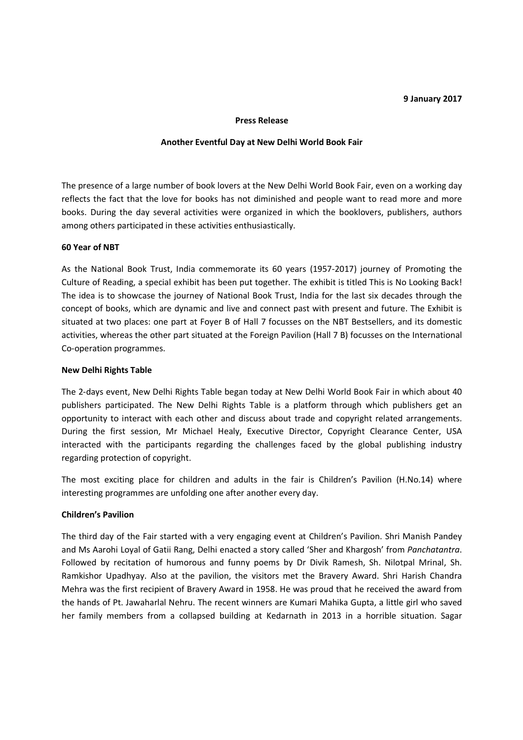**9 January 2017**

**Press Release**

**Another Eventful Day at New Delhi World Book Fair**

The presence of a large number of book lovers at the New Delhi World Book Fair, even on a working day reflects the fact that the love for books has not diminished and people want to read more and more books. During the day several activities were organized in which the booklovers, publishers, authors among others participated in these activities enthusiastically.

**60 Year of NBT**

As the National Book Trust, India commemorate its 60 years (1957-2017) journey of Promoting the Culture of Reading, a special exhibit has been put together. The exhibit is titled This is No Looking Back! The idea is to showcase the journey of National Book Trust, India for the last six decades through the concept of books, which are dynamic and live and connect past with present and future. The Exhibit is situated at two places: one part at Foyer B of Hall 7 focusses on the NBT Bestsellers, and its domestic activities, whereas the other part situated at the Foreign Pavilion (Hall 7 B) focusses on the International Co-operation programmes.

**New Delhi Rights Table**

The 2-days event, New Delhi Rights Table began today at New Delhi World Book Fair in which about 40 publishers participated. The New Delhi Rights Table is a platform through which publishers get an opportunity to interact with each other and discuss about trade and copyright related arrangements. During the first session, Mr Michael Healy, Executive Director, Copyright Clearance Center, USA interacted with the participants regarding the challenges faced by the global publishing industry regarding protection of copyright.

The most exciting place for children and adults in the fair is Children's Pavilion (H.No.14) where interesting programmes are unfolding one after another every day.

**Children's Pavilion**

The third day of the Fair started with a very engaging event at Children's Pavilion. Shri Manish Pandey and Ms Aarohi Loyal of Gatii Rang, Delhi enacted a story called 'Sher and Khargosh' from *Panchatantra*. Followed by recitation of humorous and funny poems by Dr Divik Ramesh, Sh. Nilotpal Mrinal, Sh. Ramkishor Upadhyay. Also at the pavilion, the visitors met the Bravery Award. Shri Harish Chandra Mehra was the first recipient of Bravery Award in 1958. He was proud that he received the award from the hands of Pt. Jawaharlal Nehru. The recent winners are Kumari Mahika Gupta, a little girl who saved her family members from a collapsed building at Kedarnath in 2013 in a horrible situation. Sagar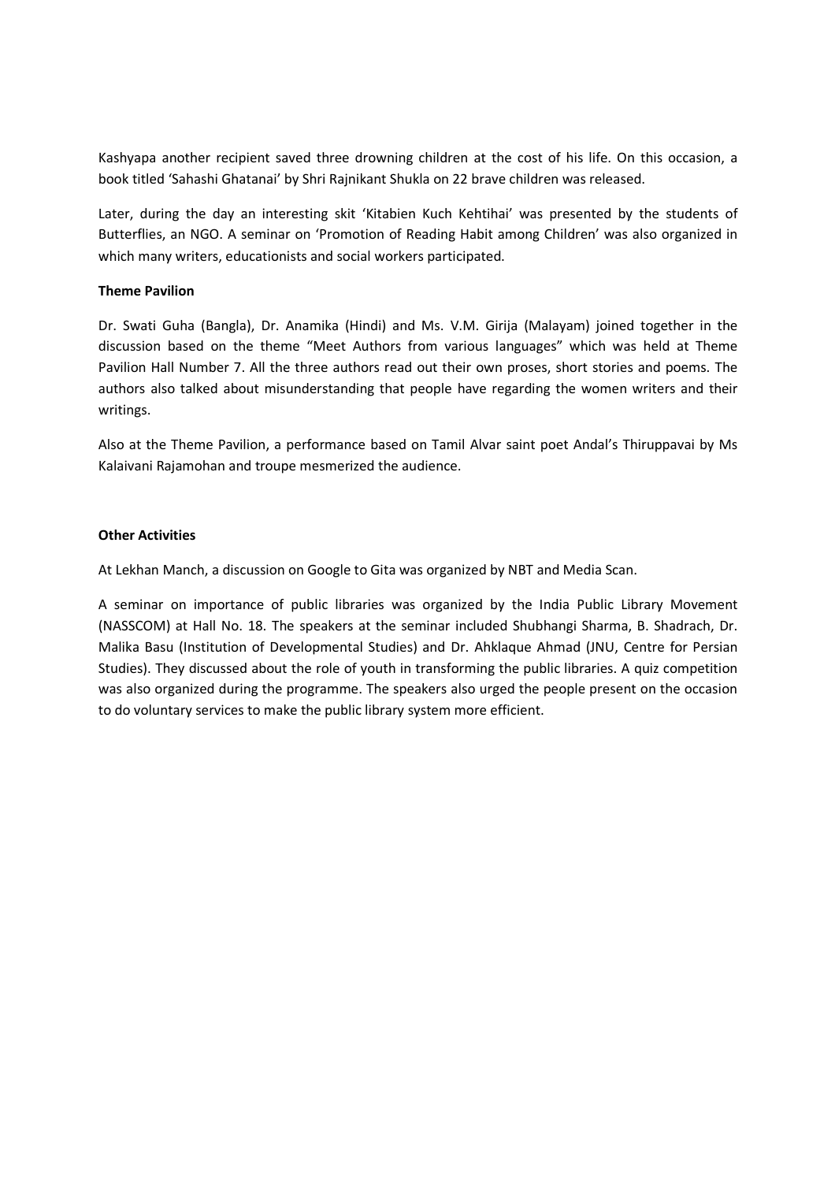Kashyapa another recipient saved three drowning children at the cost of his life. On this occasion, a book titled 'Sahashi Ghatanai' by Shri Rajnikant Shukla on 22 brave children was released.

Later, during the day an interesting skit 'Kitabien Kuch Kehtihai' was presented by the students of Butterflies, an NGO. A seminar on 'Promotion of Reading Habit among Children' was also organized in which many writers, educationists and social workers participated.

**Theme Pavilion**

Dr. Swati Guha (Bangla), Dr. Anamika (Hindi) and Ms. V.M. Girija (Malayam) joined together in the discussion based on the theme "Meet Authors from various languages" which was held at Theme Pavilion Hall Number 7. All the three authors read out their own proses, short stories and poems. The authors also talked about misunderstanding that people have regarding the women writers and their writings.

Also at the Theme Pavilion, a performance based on Tamil Alvar saint poet Andal's Thiruppavai by Ms Kalaivani Rajamohan and troupe mesmerized the audience.

**Other Activities**

At Lekhan Manch, a discussion on Google to Gita was organized by NBT and Media Scan.

A seminar on importance of public libraries was organized by the India Public Library Movement (NASSCOM) at Hall No. 18. The speakers at the seminar included Shubhangi Sharma, B. Shadrach, Dr. Malika Basu (Institution of Developmental Studies) and Dr. Ahklaque Ahmad (JNU, Centre for Persian Studies). They discussed about the role of youth in transforming the public libraries. A quiz competition was also organized during the programme. The speakers also urged the people present on the occasion to do voluntary services to make the public library system more efficient.